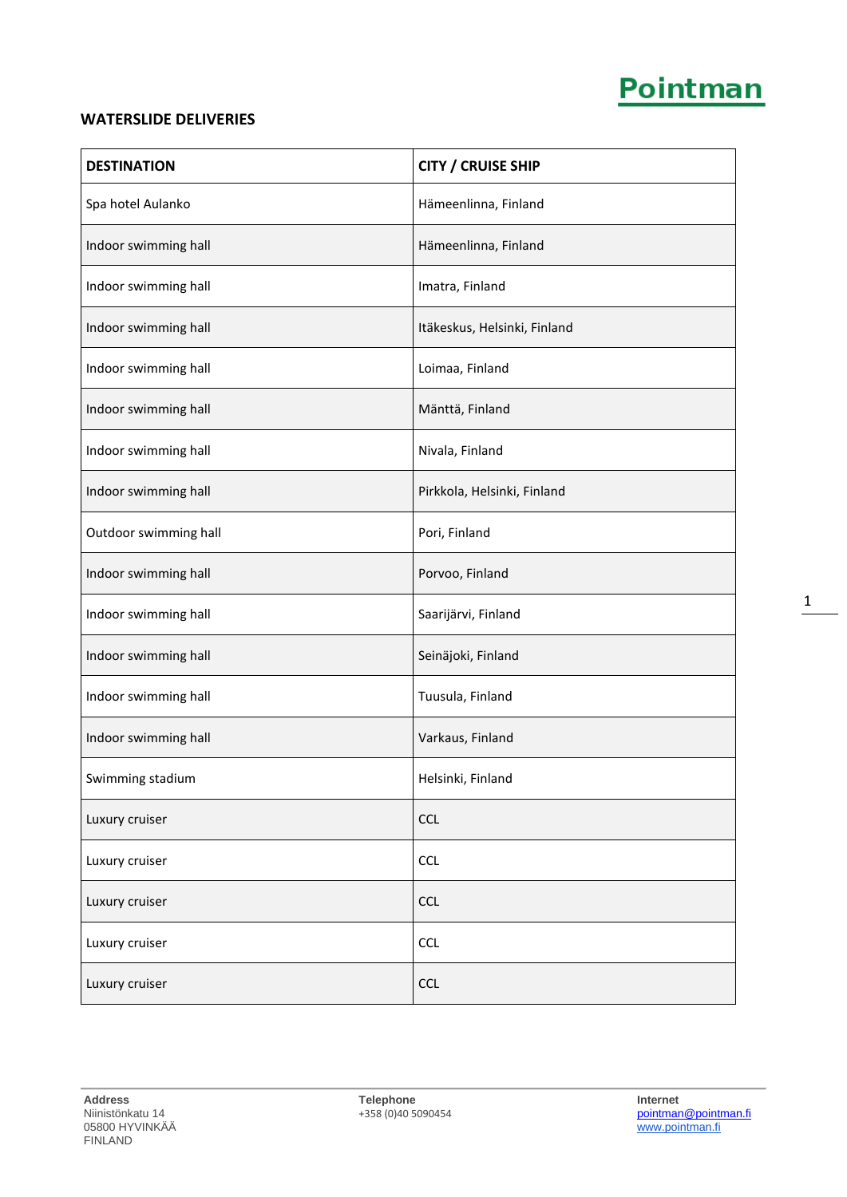Pointman

## WATERSLIDE DELIVERIES

| DESTINATION | CITY / CRUISE SHIP |
|---|---|
| Spa hotel Aulanko | Hämeenlinna, Finland |
| Indoor swimming hall | Hämeenlinna, Finland |
| Indoor swimming hall | Imatra, Finland |
| Indoor swimming hall | Itäkeskus, Helsinki, Finland |
| Indoor swimming hall | Loimaa, Finland |
| Indoor swimming hall | Mänttä, Finland |
| Indoor swimming hall | Nivala, Finland |
| Indoor swimming hall | Pirkkola, Helsinki, Finland |
| Outdoor swimming hall | Pori, Finland |
| Indoor swimming hall | Porvoo, Finland |
| Indoor swimming hall | Saarijärvi, Finland |
| Indoor swimming hall | Seinäjoki, Finland |
| Indoor swimming hall | Tuusula, Finland |
| Indoor swimming hall | Varkaus, Finland |
| Swimming stadium | Helsinki, Finland |
| Luxury cruiser | CCL |
| Luxury cruiser | CCL |
| Luxury cruiser | CCL |
| Luxury cruiser | CCL |
| Luxury cruiser | CCL |

**Address**
Niinistönkatu 14
05800 HYVINKÄÄ
FINLAND

**Telephone**
+358 (0)40 5090454

**Internet**
pointman@pointman.fi
www.pointman.fi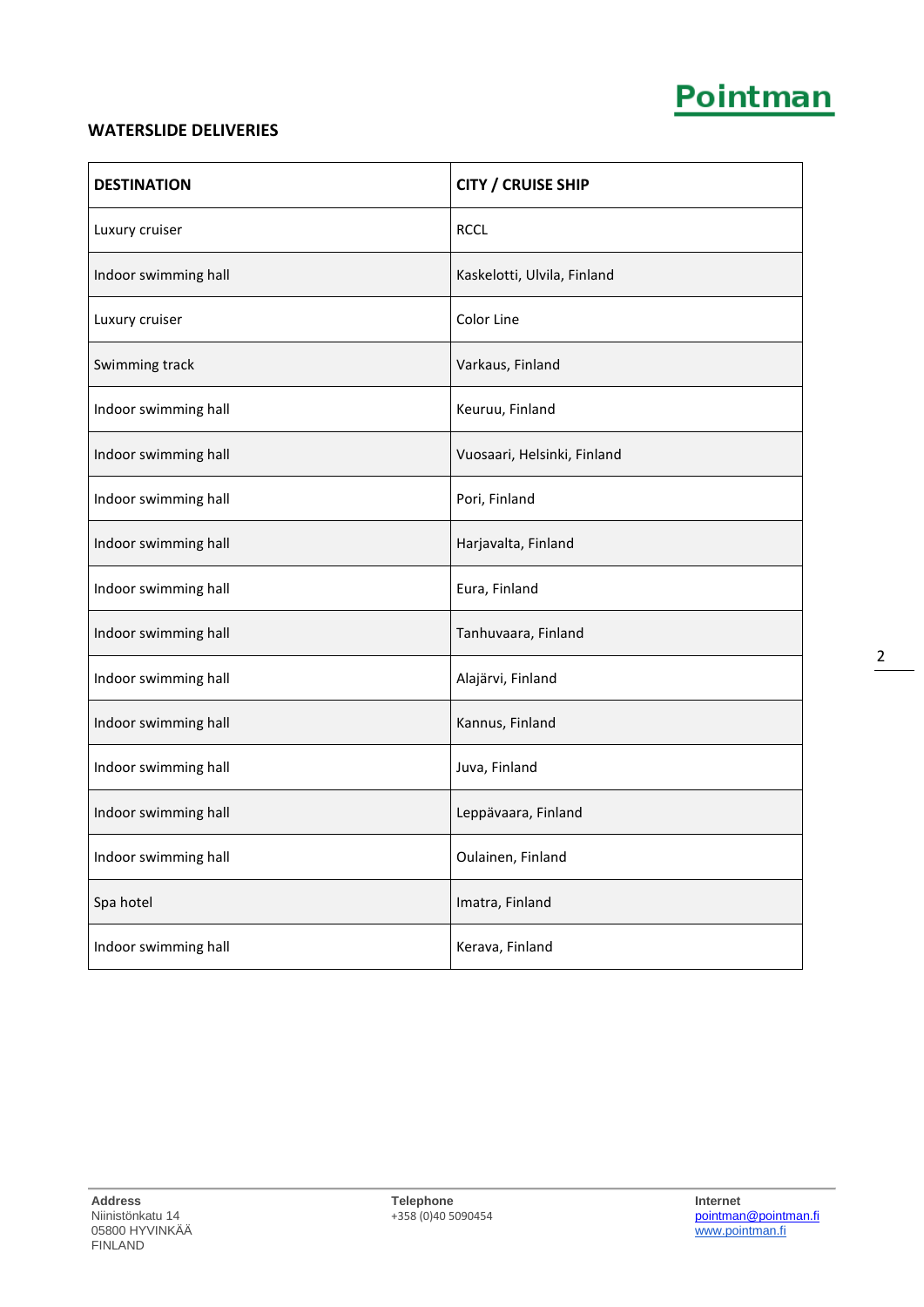## WATERSLIDE DELIVERIES

| DESTINATION | CITY / CRUISE SHIP |
|---|---|
| Luxury cruiser | RCCL |
| Indoor swimming hall | Kaskelotti, Ulvila, Finland |
| Luxury cruiser | Color Line |
| Swimming track | Varkaus, Finland |
| Indoor swimming hall | Keuruu, Finland |
| Indoor swimming hall | Vuosaari, Helsinki, Finland |
| Indoor swimming hall | Pori, Finland |
| Indoor swimming hall | Harjavalta, Finland |
| Indoor swimming hall | Eura, Finland |
| Indoor swimming hall | Tanhuvaara, Finland |
| Indoor swimming hall | Alajärvi, Finland |
| Indoor swimming hall | Kannus, Finland |
| Indoor swimming hall | Juva, Finland |
| Indoor swimming hall | Leppävaara, Finland |
| Indoor swimming hall | Oulainen, Finland |
| Spa hotel | Imatra, Finland |
| Indoor swimming hall | Kerava, Finland |